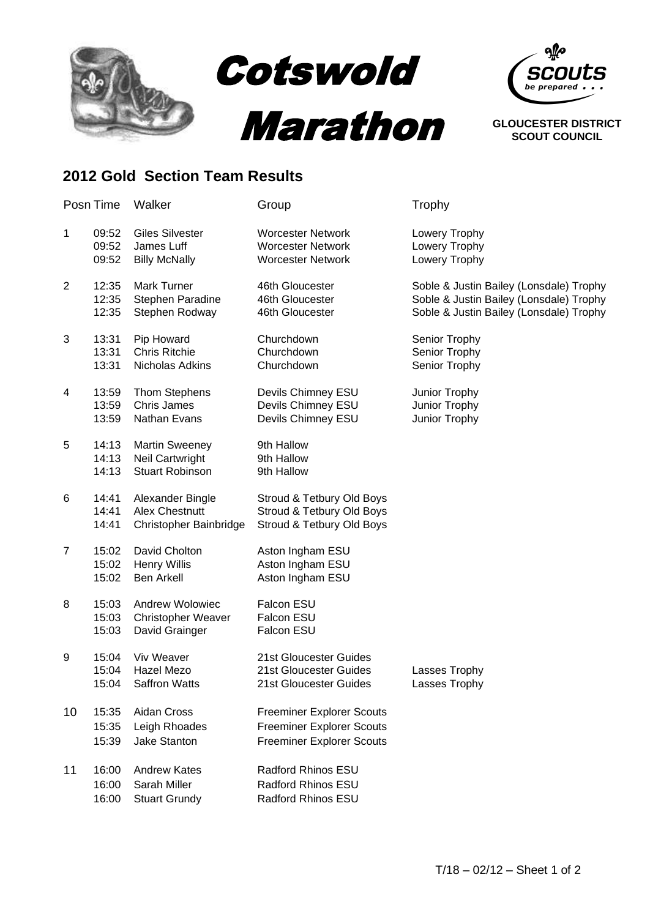# Cotswold Marathon

**GLOUCESTER DISTRICT SCOUT COUNCIL**

## 2012 Gold Section Team Results

| Posn | Time | Walker | Group | Trophy |
|---|---|---|---|---|
| 1 | 09:52 | Giles Silvester | Worcester Network | Lowery Trophy |
| | 09:52 | James Luff | Worcester Network | Lowery Trophy |
| | 09:52 | Billy McNally | Worcester Network | Lowery Trophy |
| 2 | 12:35 | Mark Turner | 46th Gloucester | Soble & Justin Bailey (Lonsdale) Trophy |
| | 12:35 | Stephen Paradine | 46th Gloucester | Soble & Justin Bailey (Lonsdale) Trophy |
| | 12:35 | Stephen Rodway | 46th Gloucester | Soble & Justin Bailey (Lonsdale) Trophy |
| 3 | 13:31 | Pip Howard | Churchdown | Senior Trophy |
| | 13:31 | Chris Ritchie | Churchdown | Senior Trophy |
| | 13:31 | Nicholas Adkins | Churchdown | Senior Trophy |
| 4 | 13:59 | Thom Stephens | Devils Chimney ESU | Junior Trophy |
| | 13:59 | Chris James | Devils Chimney ESU | Junior Trophy |
| | 13:59 | Nathan Evans | Devils Chimney ESU | Junior Trophy |
| 5 | 14:13 | Martin Sweeney | 9th Hallow | |
| | 14:13 | Neil Cartwright | 9th Hallow | |
| | 14:13 | Stuart Robinson | 9th Hallow | |
| 6 | 14:41 | Alexander Bingle | Stroud & Tetbury Old Boys | |
| | 14:41 | Alex Chestnutt | Stroud & Tetbury Old Boys | |
| | 14:41 | Christopher Bainbridge | Stroud & Tetbury Old Boys | |
| 7 | 15:02 | David Cholton | Aston Ingham ESU | |
| | 15:02 | Henry Willis | Aston Ingham ESU | |
| | 15:02 | Ben Arkell | Aston Ingham ESU | |
| 8 | 15:03 | Andrew Wolowiec | Falcon ESU | |
| | 15:03 | Christopher Weaver | Falcon ESU | |
| | 15:03 | David Grainger | Falcon ESU | |
| 9 | 15:04 | Viv Weaver | 21st Gloucester Guides | |
| | 15:04 | Hazel Mezo | 21st Gloucester Guides | Lasses Trophy |
| | 15:04 | Saffron Watts | 21st Gloucester Guides | Lasses Trophy |
| 10 | 15:35 | Aidan Cross | Freeminer Explorer Scouts | |
| | 15:35 | Leigh Rhoades | Freeminer Explorer Scouts | |
| | 15:39 | Jake Stanton | Freeminer Explorer Scouts | |
| 11 | 16:00 | Andrew Kates | Radford Rhinos ESU | |
| | 16:00 | Sarah Miller | Radford Rhinos ESU | |
| | 16:00 | Stuart Grundy | Radford Rhinos ESU | |

T/18 – 02/12 – Sheet 1 of 2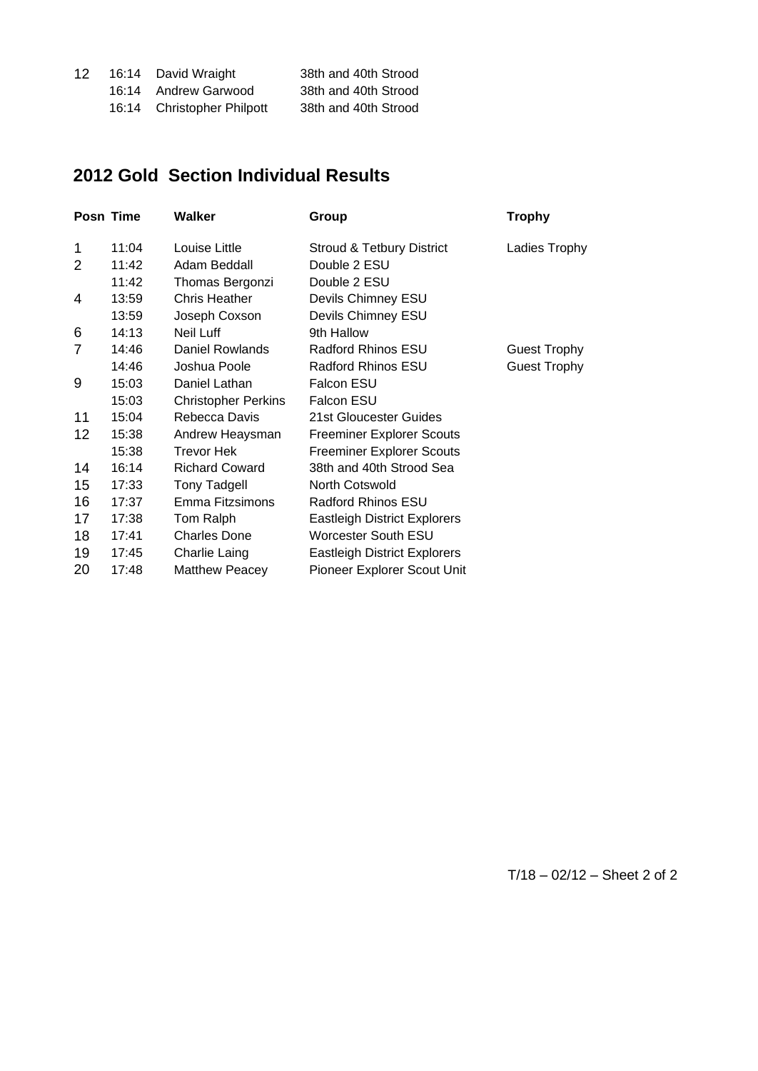| | | | |
|---|---|---|---|
| 12 | 16:14 | David Wraight | 38th and 40th Strood |
| | 16:14 | Andrew Garwood | 38th and 40th Strood |
| | 16:14 | Christopher Philpott | 38th and 40th Strood |

## 2012 Gold Section Individual Results

| Posn | Time | Walker | Group | Trophy |
|---|---|---|---|---|
| 1 | 11:04 | Louise Little | Stroud & Tetbury District | Ladies Trophy |
| 2 | 11:42 | Adam Beddall | Double 2 ESU | |
| | 11:42 | Thomas Bergonzi | Double 2 ESU | |
| 4 | 13:59 | Chris Heather | Devils Chimney ESU | |
| | 13:59 | Joseph Coxson | Devils Chimney ESU | |
| 6 | 14:13 | Neil Luff | 9th Hallow | |
| 7 | 14:46 | Daniel Rowlands | Radford Rhinos ESU | Guest Trophy |
| | 14:46 | Joshua Poole | Radford Rhinos ESU | Guest Trophy |
| 9 | 15:03 | Daniel Lathan | Falcon ESU | |
| | 15:03 | Christopher Perkins | Falcon ESU | |
| 11 | 15:04 | Rebecca Davis | 21st Gloucester Guides | |
| 12 | 15:38 | Andrew Heaysman | Freeminer Explorer Scouts | |
| | 15:38 | Trevor Hek | Freeminer Explorer Scouts | |
| 14 | 16:14 | Richard Coward | 38th and 40th Strood Sea | |
| 15 | 17:33 | Tony Tadgell | North Cotswold | |
| 16 | 17:37 | Emma Fitzsimons | Radford Rhinos ESU | |
| 17 | 17:38 | Tom Ralph | Eastleigh District Explorers | |
| 18 | 17:41 | Charles Done | Worcester South ESU | |
| 19 | 17:45 | Charlie Laing | Eastleigh District Explorers | |
| 20 | 17:48 | Matthew Peacey | Pioneer Explorer Scout Unit | |

T/18 – 02/12 – Sheet 2 of 2